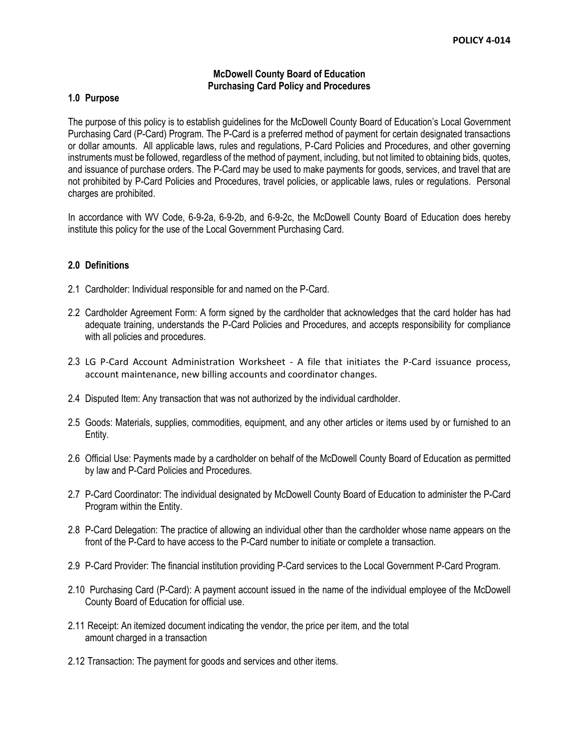POLICY 4-014

**McDowell County Board of Education**
**Purchasing Card Policy and Procedures**

## 1.0 Purpose

The purpose of this policy is to establish guidelines for the McDowell County Board of Education's Local Government Purchasing Card (P-Card) Program. The P-Card is a preferred method of payment for certain designated transactions or dollar amounts. All applicable laws, rules and regulations, P-Card Policies and Procedures, and other governing instruments must be followed, regardless of the method of payment, including, but not limited to obtaining bids, quotes, and issuance of purchase orders. The P-Card may be used to make payments for goods, services, and travel that are not prohibited by P-Card Policies and Procedures, travel policies, or applicable laws, rules or regulations. Personal charges are prohibited.

In accordance with WV Code, 6-9-2a, 6-9-2b, and 6-9-2c, the McDowell County Board of Education does hereby institute this policy for the use of the Local Government Purchasing Card.

## 2.0 Definitions

2.1 Cardholder: Individual responsible for and named on the P-Card.

2.2 Cardholder Agreement Form: A form signed by the cardholder that acknowledges that the card holder has had adequate training, understands the P-Card Policies and Procedures, and accepts responsibility for compliance with all policies and procedures.

2.3 LG P-Card Account Administration Worksheet - A file that initiates the P-Card issuance process, account maintenance, new billing accounts and coordinator changes.

2.4 Disputed Item: Any transaction that was not authorized by the individual cardholder.

2.5 Goods: Materials, supplies, commodities, equipment, and any other articles or items used by or furnished to an Entity.

2.6 Official Use: Payments made by a cardholder on behalf of the McDowell County Board of Education as permitted by law and P-Card Policies and Procedures.

2.7 P-Card Coordinator: The individual designated by McDowell County Board of Education to administer the P-Card Program within the Entity.

2.8 P-Card Delegation: The practice of allowing an individual other than the cardholder whose name appears on the front of the P-Card to have access to the P-Card number to initiate or complete a transaction.

2.9 P-Card Provider: The financial institution providing P-Card services to the Local Government P-Card Program.

2.10 Purchasing Card (P-Card): A payment account issued in the name of the individual employee of the McDowell County Board of Education for official use.

2.11 Receipt: An itemized document indicating the vendor, the price per item, and the total amount charged in a transaction

2.12 Transaction: The payment for goods and services and other items.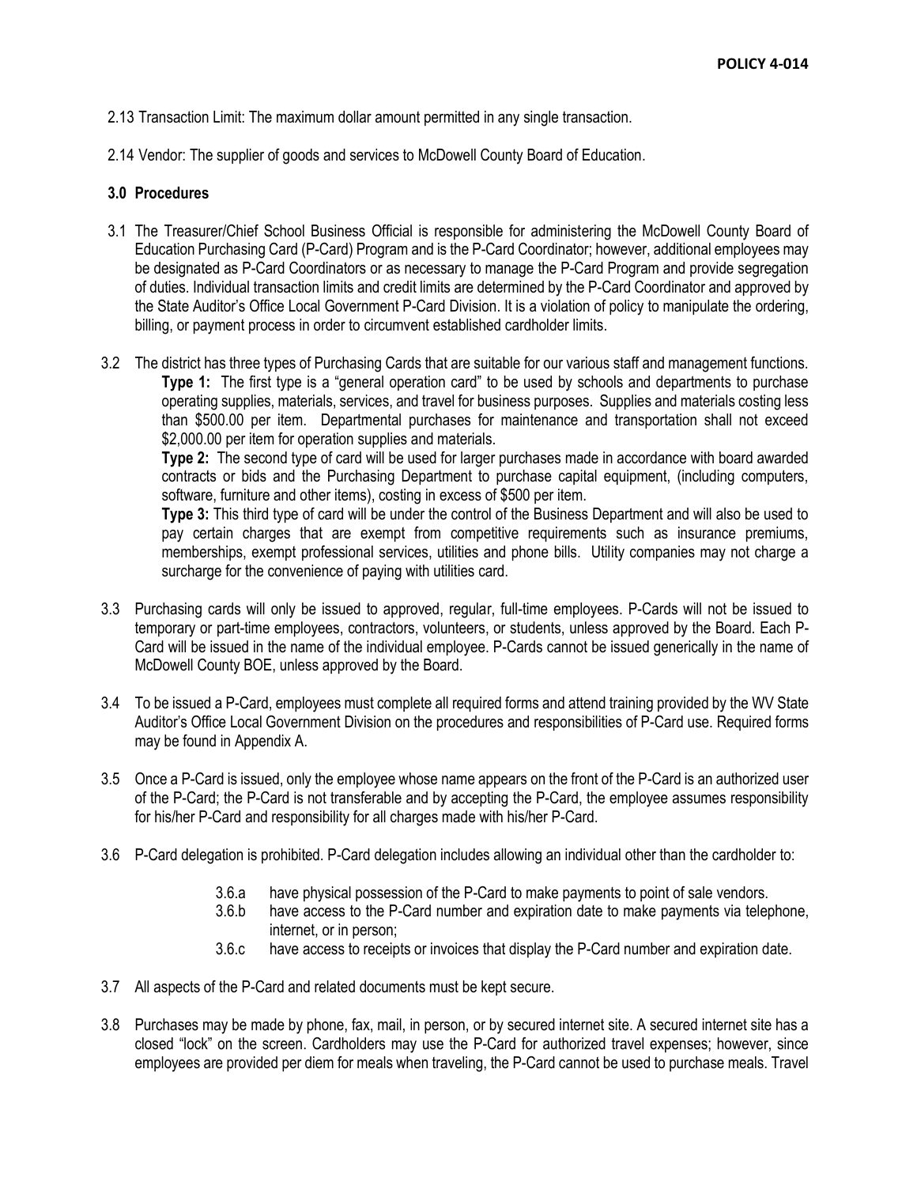2.13 Transaction Limit: The maximum dollar amount permitted in any single transaction.

2.14 Vendor: The supplier of goods and services to McDowell County Board of Education.

## 3.0 Procedures

3.1 The Treasurer/Chief School Business Official is responsible for administering the McDowell County Board of Education Purchasing Card (P-Card) Program and is the P-Card Coordinator; however, additional employees may be designated as P-Card Coordinators or as necessary to manage the P-Card Program and provide segregation of duties. Individual transaction limits and credit limits are determined by the P-Card Coordinator and approved by the State Auditor's Office Local Government P-Card Division. It is a violation of policy to manipulate the ordering, billing, or payment process in order to circumvent established cardholder limits.

3.2 The district has three types of Purchasing Cards that are suitable for our various staff and management functions.

**Type 1:** The first type is a "general operation card" to be used by schools and departments to purchase operating supplies, materials, services, and travel for business purposes. Supplies and materials costing less than $500.00 per item. Departmental purchases for maintenance and transportation shall not exceed $2,000.00 per item for operation supplies and materials.

**Type 2:** The second type of card will be used for larger purchases made in accordance with board awarded contracts or bids and the Purchasing Department to purchase capital equipment, (including computers, software, furniture and other items), costing in excess of $500 per item.

**Type 3:** This third type of card will be under the control of the Business Department and will also be used to pay certain charges that are exempt from competitive requirements such as insurance premiums, memberships, exempt professional services, utilities and phone bills. Utility companies may not charge a surcharge for the convenience of paying with utilities card.

3.3 Purchasing cards will only be issued to approved, regular, full-time employees. P-Cards will not be issued to temporary or part-time employees, contractors, volunteers, or students, unless approved by the Board. Each P-Card will be issued in the name of the individual employee. P-Cards cannot be issued generically in the name of McDowell County BOE, unless approved by the Board.

3.4 To be issued a P-Card, employees must complete all required forms and attend training provided by the WV State Auditor's Office Local Government Division on the procedures and responsibilities of P-Card use. Required forms may be found in Appendix A.

3.5 Once a P-Card is issued, only the employee whose name appears on the front of the P-Card is an authorized user of the P-Card; the P-Card is not transferable and by accepting the P-Card, the employee assumes responsibility for his/her P-Card and responsibility for all charges made with his/her P-Card.

3.6 P-Card delegation is prohibited. P-Card delegation includes allowing an individual other than the cardholder to:

- 3.6.a have physical possession of the P-Card to make payments to point of sale vendors.
- 3.6.b have access to the P-Card number and expiration date to make payments via telephone, internet, or in person;
- 3.6.c have access to receipts or invoices that display the P-Card number and expiration date.

3.7 All aspects of the P-Card and related documents must be kept secure.

3.8 Purchases may be made by phone, fax, mail, in person, or by secured internet site. A secured internet site has a closed "lock" on the screen. Cardholders may use the P-Card for authorized travel expenses; however, since employees are provided per diem for meals when traveling, the P-Card cannot be used to purchase meals. Travel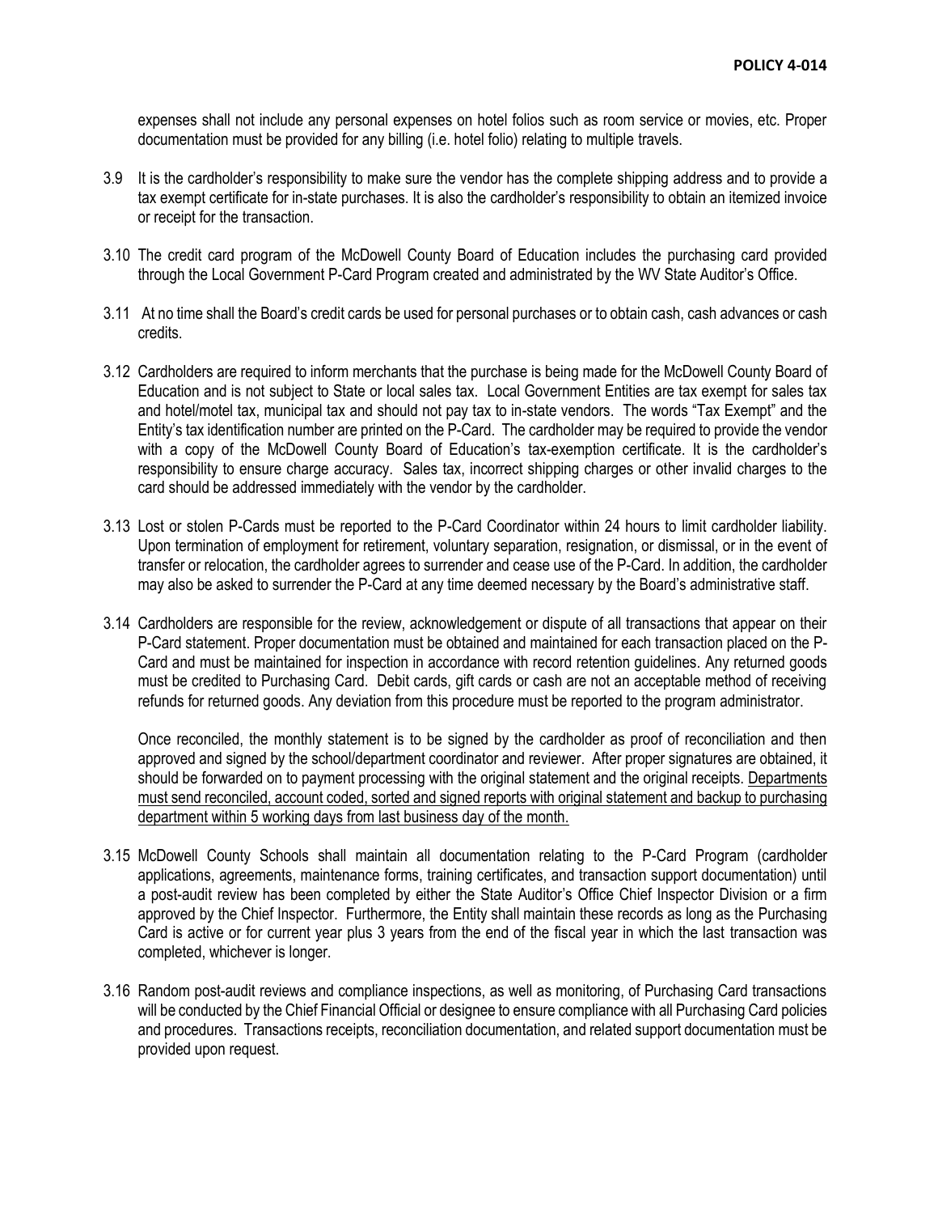expenses shall not include any personal expenses on hotel folios such as room service or movies, etc. Proper documentation must be provided for any billing (i.e. hotel folio) relating to multiple travels.

3.9 It is the cardholder's responsibility to make sure the vendor has the complete shipping address and to provide a tax exempt certificate for in-state purchases. It is also the cardholder's responsibility to obtain an itemized invoice or receipt for the transaction.

3.10 The credit card program of the McDowell County Board of Education includes the purchasing card provided through the Local Government P-Card Program created and administrated by the WV State Auditor's Office.

3.11 At no time shall the Board's credit cards be used for personal purchases or to obtain cash, cash advances or cash credits.

3.12 Cardholders are required to inform merchants that the purchase is being made for the McDowell County Board of Education and is not subject to State or local sales tax. Local Government Entities are tax exempt for sales tax and hotel/motel tax, municipal tax and should not pay tax to in-state vendors. The words "Tax Exempt" and the Entity's tax identification number are printed on the P-Card. The cardholder may be required to provide the vendor with a copy of the McDowell County Board of Education's tax-exemption certificate. It is the cardholder's responsibility to ensure charge accuracy. Sales tax, incorrect shipping charges or other invalid charges to the card should be addressed immediately with the vendor by the cardholder.

3.13 Lost or stolen P-Cards must be reported to the P-Card Coordinator within 24 hours to limit cardholder liability. Upon termination of employment for retirement, voluntary separation, resignation, or dismissal, or in the event of transfer or relocation, the cardholder agrees to surrender and cease use of the P-Card. In addition, the cardholder may also be asked to surrender the P-Card at any time deemed necessary by the Board's administrative staff.

3.14 Cardholders are responsible for the review, acknowledgement or dispute of all transactions that appear on their P-Card statement. Proper documentation must be obtained and maintained for each transaction placed on the P-Card and must be maintained for inspection in accordance with record retention guidelines. Any returned goods must be credited to Purchasing Card. Debit cards, gift cards or cash are not an acceptable method of receiving refunds for returned goods. Any deviation from this procedure must be reported to the program administrator.

Once reconciled, the monthly statement is to be signed by the cardholder as proof of reconciliation and then approved and signed by the school/department coordinator and reviewer. After proper signatures are obtained, it should be forwarded on to payment processing with the original statement and the original receipts. <u>Departments must send reconciled, account coded, sorted and signed reports with original statement and backup to purchasing department within 5 working days from last business day of the month.</u>

3.15 McDowell County Schools shall maintain all documentation relating to the P-Card Program (cardholder applications, agreements, maintenance forms, training certificates, and transaction support documentation) until a post-audit review has been completed by either the State Auditor's Office Chief Inspector Division or a firm approved by the Chief Inspector. Furthermore, the Entity shall maintain these records as long as the Purchasing Card is active or for current year plus 3 years from the end of the fiscal year in which the last transaction was completed, whichever is longer.

3.16 Random post-audit reviews and compliance inspections, as well as monitoring, of Purchasing Card transactions will be conducted by the Chief Financial Official or designee to ensure compliance with all Purchasing Card policies and procedures. Transactions receipts, reconciliation documentation, and related support documentation must be provided upon request.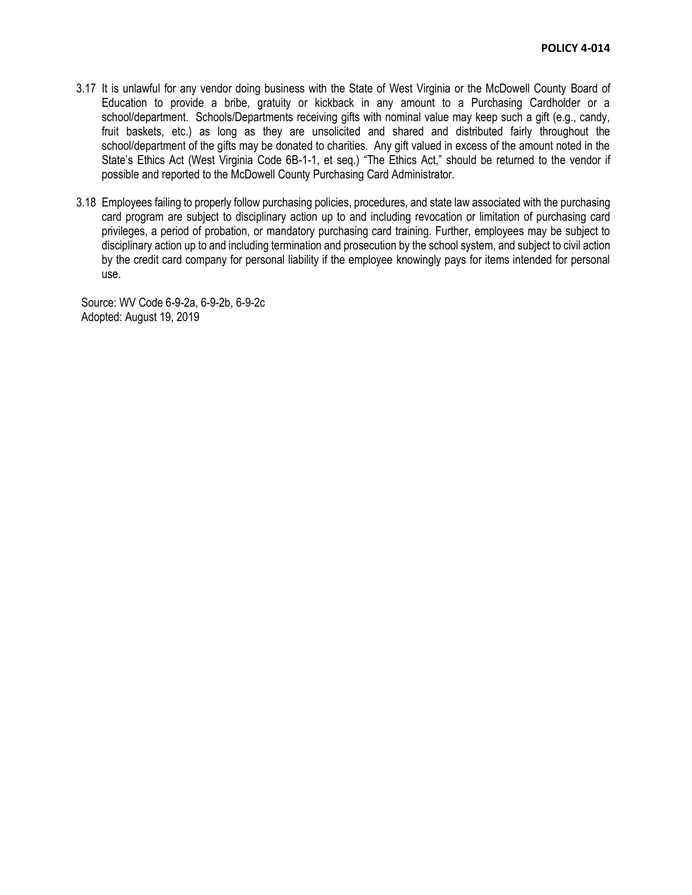3.17 It is unlawful for any vendor doing business with the State of West Virginia or the McDowell County Board of Education to provide a bribe, gratuity or kickback in any amount to a Purchasing Cardholder or a school/department. Schools/Departments receiving gifts with nominal value may keep such a gift (e.g., candy, fruit baskets, etc.) as long as they are unsolicited and shared and distributed fairly throughout the school/department of the gifts may be donated to charities. Any gift valued in excess of the amount noted in the State's Ethics Act (West Virginia Code 6B-1-1, et seq.) "The Ethics Act," should be returned to the vendor if possible and reported to the McDowell County Purchasing Card Administrator.

3.18 Employees failing to properly follow purchasing policies, procedures, and state law associated with the purchasing card program are subject to disciplinary action up to and including revocation or limitation of purchasing card privileges, a period of probation, or mandatory purchasing card training. Further, employees may be subject to disciplinary action up to and including termination and prosecution by the school system, and subject to civil action by the credit card company for personal liability if the employee knowingly pays for items intended for personal use.

Source: WV Code 6-9-2a, 6-9-2b, 6-9-2c
Adopted: August 19, 2019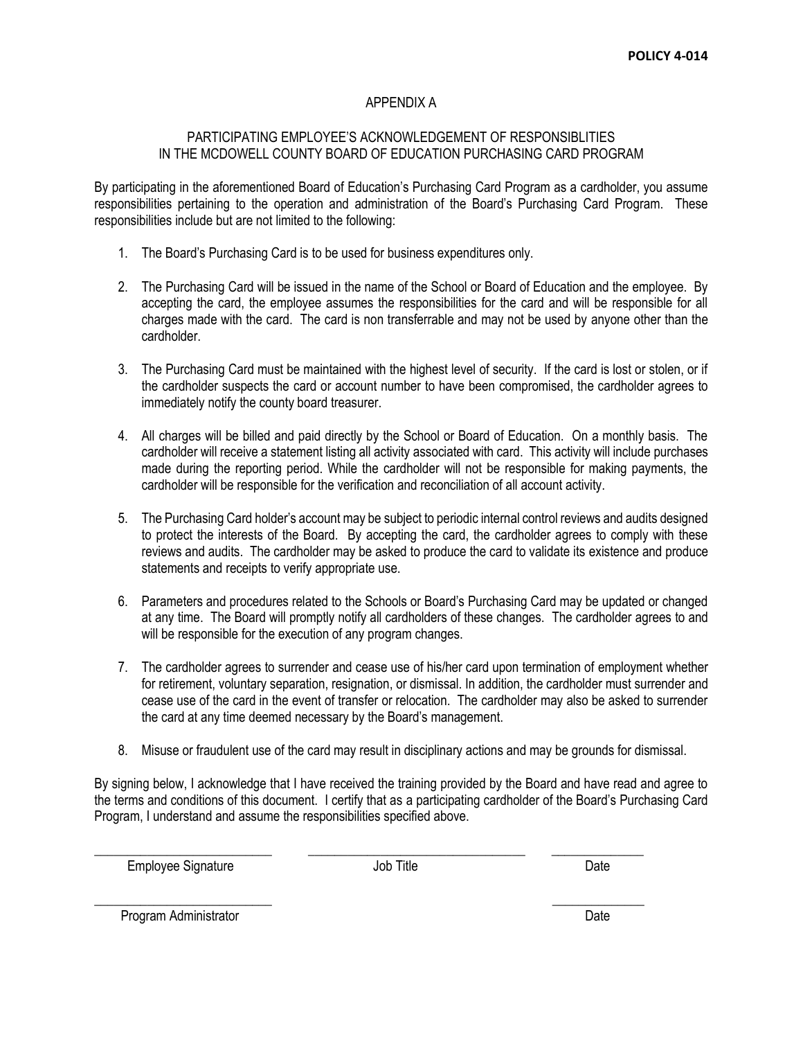**POLICY 4-014**

APPENDIX A

PARTICIPATING EMPLOYEE'S ACKNOWLEDGEMENT OF RESPONSIBLITIES
IN THE MCDOWELL COUNTY BOARD OF EDUCATION PURCHASING CARD PROGRAM

By participating in the aforementioned Board of Education's Purchasing Card Program as a cardholder, you assume responsibilities pertaining to the operation and administration of the Board's Purchasing Card Program. These responsibilities include but are not limited to the following:

1. The Board's Purchasing Card is to be used for business expenditures only.

2. The Purchasing Card will be issued in the name of the School or Board of Education and the employee. By accepting the card, the employee assumes the responsibilities for the card and will be responsible for all charges made with the card. The card is non transferrable and may not be used by anyone other than the cardholder.

3. The Purchasing Card must be maintained with the highest level of security. If the card is lost or stolen, or if the cardholder suspects the card or account number to have been compromised, the cardholder agrees to immediately notify the county board treasurer.

4. All charges will be billed and paid directly by the School or Board of Education. On a monthly basis. The cardholder will receive a statement listing all activity associated with card. This activity will include purchases made during the reporting period. While the cardholder will not be responsible for making payments, the cardholder will be responsible for the verification and reconciliation of all account activity.

5. The Purchasing Card holder's account may be subject to periodic internal control reviews and audits designed to protect the interests of the Board. By accepting the card, the cardholder agrees to comply with these reviews and audits. The cardholder may be asked to produce the card to validate its existence and produce statements and receipts to verify appropriate use.

6. Parameters and procedures related to the Schools or Board's Purchasing Card may be updated or changed at any time. The Board will promptly notify all cardholders of these changes. The cardholder agrees to and will be responsible for the execution of any program changes.

7. The cardholder agrees to surrender and cease use of his/her card upon termination of employment whether for retirement, voluntary separation, resignation, or dismissal. In addition, the cardholder must surrender and cease use of the card in the event of transfer or relocation. The cardholder may also be asked to surrender the card at any time deemed necessary by the Board's management.

8. Misuse or fraudulent use of the card may result in disciplinary actions and may be grounds for dismissal.

By signing below, I acknowledge that I have received the training provided by the Board and have read and agree to the terms and conditions of this document. I certify that as a participating cardholder of the Board's Purchasing Card Program, I understand and assume the responsibilities specified above.

\_\_\_\_\_\_\_\_\_\_\_\_\_\_\_\_\_\_\_\_\_\_\_\_\_ \_\_\_\_\_\_\_\_\_\_\_\_\_\_\_\_\_\_\_\_\_\_\_\_\_\_\_\_\_\_ \_\_\_\_\_\_\_\_\_\_\_\_\_

Employee Signature Job Title Date

\_\_\_\_\_\_\_\_\_\_\_\_\_\_\_\_\_\_\_\_\_\_\_\_\_ \_\_\_\_\_\_\_\_\_\_\_\_\_

Program Administrator Date